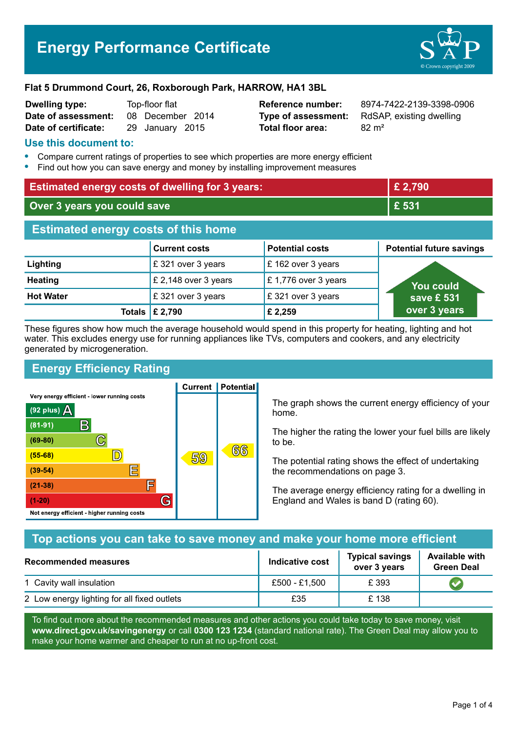# Energy Performance Certificate

**Flat 5 Drummond Court, 26, Roxborough Park, HARROW, HA1 3BL**

| | | | |
|---|---|---|---|
| **Dwelling type:** | Top-floor flat | **Reference number:** | 8974-7422-2139-3398-0906 |
| **Date of assessment:** | 08 December 2014 | **Type of assessment:** | RdSAP, existing dwelling |
| **Date of certificate:** | 29 January 2015 | **Total floor area:** | 82 m² |

## Use this document to:

- Compare current ratings of properties to see which properties are more energy efficient
- Find out how you can save energy and money by installing improvement measures

| | |
|---|---|
| **Estimated energy costs of dwelling for 3 years:** | **£ 2,790** |
| **Over 3 years you could save** | **£ 531** |

## Estimated energy costs of this home

| | Current costs | Potential costs | Potential future savings |
|---|---|---|---|
| **Lighting** | £ 321 over 3 years | £ 162 over 3 years | You could save £ 531 over 3 years |
| **Heating** | £ 2,148 over 3 years | £ 1,776 over 3 years | |
| **Hot Water** | £ 321 over 3 years | £ 321 over 3 years | |
| **Totals** | **£ 2,790** | **£ 2,259** | |

These figures show how much the average household would spend in this property for heating, lighting and hot water. This excludes energy use for running appliances like TVs, computers and cookers, and any electricity generated by microgeneration.

## Energy Efficiency Rating

| Rating band | Current | Potential |
|---|---|---|
| Very energy efficient - lower running costs | | |
| (92 plus) A | | |
| (81-91) B | | |
| (69-80) C | | |
| (55-68) D | 59 | 66 |
| (39-54) E | | |
| (21-38) F | | |
| (1-20) G | | |
| Not energy efficient - higher running costs | | |

The graph shows the current energy efficiency of your home.

The higher the rating the lower your fuel bills are likely to be.

The potential rating shows the effect of undertaking the recommendations on page 3.

The average energy efficiency rating for a dwelling in England and Wales is band D (rating 60).

## Top actions you can take to save money and make your home more efficient

| Recommended measures | Indicative cost | Typical savings over 3 years | Available with Green Deal |
|---|---|---|---|
| 1 Cavity wall insulation | £500 - £1,500 | £ 393 | ✔ |
| 2 Low energy lighting for all fixed outlets | £35 | £ 138 | |

To find out more about the recommended measures and other actions you could take today to save money, visit **www.direct.gov.uk/savingenergy** or call **0300 123 1234** (standard national rate). The Green Deal may allow you to make your home warmer and cheaper to run at no up-front cost.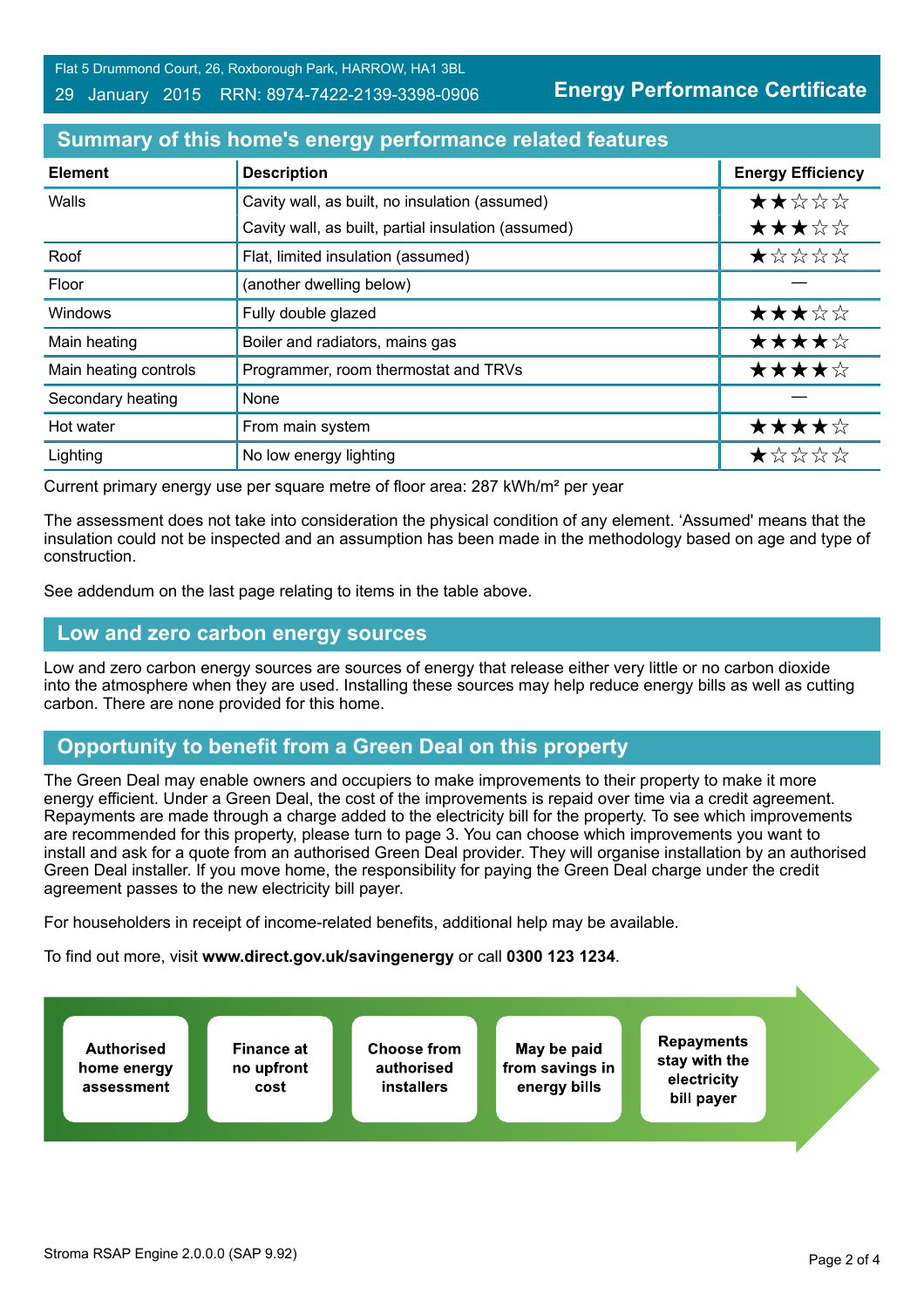Flat 5 Drummond Court, 26, Roxborough Park, HARROW, HA1 3BL

29 January 2015 RRN: 8974-7422-2139-3398-0906

**Energy Performance Certificate**

## Summary of this home's energy performance related features

| Element | Description | Energy Efficiency |
|---|---|---|
| Walls | Cavity wall, as built, no insulation (assumed) | ★★☆☆☆ |
| | Cavity wall, as built, partial insulation (assumed) | ★★★☆☆ |
| Roof | Flat, limited insulation (assumed) | ★☆☆☆☆ |
| Floor | (another dwelling below) | — |
| Windows | Fully double glazed | ★★★☆☆ |
| Main heating | Boiler and radiators, mains gas | ★★★★☆ |
| Main heating controls | Programmer, room thermostat and TRVs | ★★★★☆ |
| Secondary heating | None | — |
| Hot water | From main system | ★★★★☆ |
| Lighting | No low energy lighting | ★☆☆☆☆ |

Current primary energy use per square metre of floor area: 287 kWh/m² per year

The assessment does not take into consideration the physical condition of any element. 'Assumed' means that the insulation could not be inspected and an assumption has been made in the methodology based on age and type of construction.

See addendum on the last page relating to items in the table above.

## Low and zero carbon energy sources

Low and zero carbon energy sources are sources of energy that release either very little or no carbon dioxide into the atmosphere when they are used. Installing these sources may help reduce energy bills as well as cutting carbon. There are none provided for this home.

## Opportunity to benefit from a Green Deal on this property

The Green Deal may enable owners and occupiers to make improvements to their property to make it more energy efficient. Under a Green Deal, the cost of the improvements is repaid over time via a credit agreement. Repayments are made through a charge added to the electricity bill for the property. To see which improvements are recommended for this property, please turn to page 3. You can choose which improvements you want to install and ask for a quote from an authorised Green Deal provider. They will organise installation by an authorised Green Deal installer. If you move home, the responsibility for paying the Green Deal charge under the credit agreement passes to the new electricity bill payer.

For householders in receipt of income-related benefits, additional help may be available.

To find out more, visit **www.direct.gov.uk/savingenergy** or call **0300 123 1234**.

- **Authorised home energy assessment**
- **Finance at no upfront cost**
- **Choose from authorised installers**
- **May be paid from savings in energy bills**
- **Repayments stay with the electricity bill payer**

Stroma RSAP Engine 2.0.0.0 (SAP 9.92)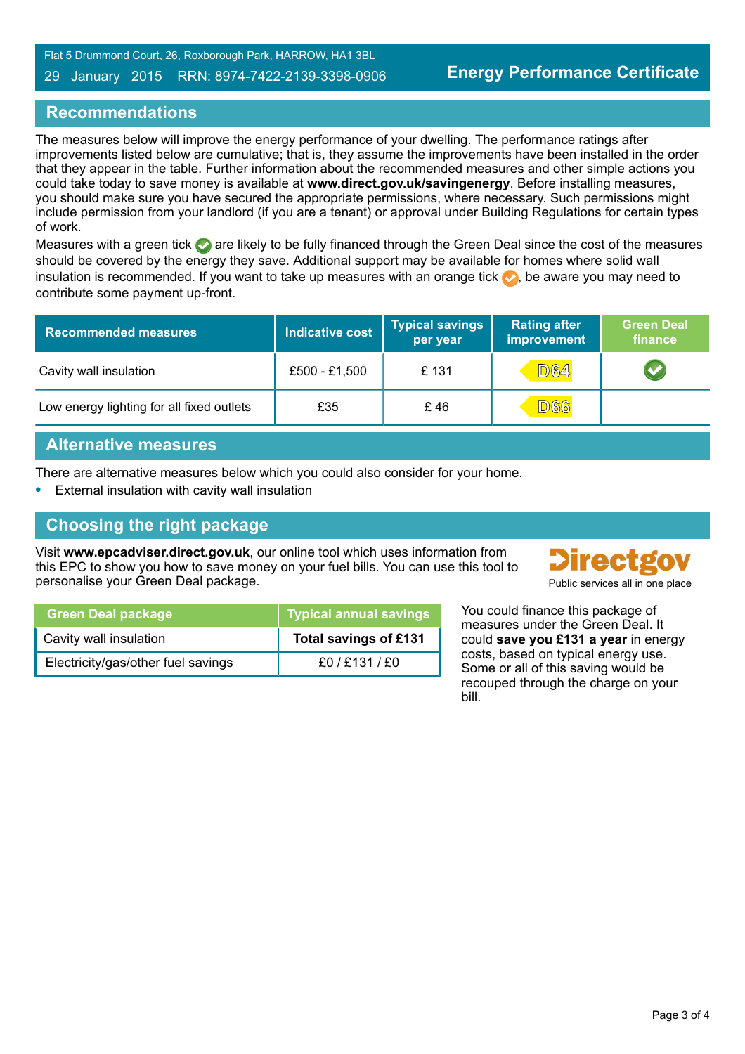Flat 5 Drummond Court, 26, Roxborough Park, HARROW, HA1 3BL

29 January 2015 RRN: 8974-7422-2139-3398-0906

**Energy Performance Certificate**

## Recommendations

The measures below will improve the energy performance of your dwelling. The performance ratings after improvements listed below are cumulative; that is, they assume the improvements have been installed in the order that they appear in the table. Further information about the recommended measures and other simple actions you could take today to save money is available at **www.direct.gov.uk/savingenergy**. Before installing measures, you should make sure you have secured the appropriate permissions, where necessary. Such permissions might include permission from your landlord (if you are a tenant) or approval under Building Regulations for certain types of work.

Measures with a green tick ✅ are likely to be fully financed through the Green Deal since the cost of the measures should be covered by the energy they save. Additional support may be available for homes where solid wall insulation is recommended. If you want to take up measures with an orange tick, be aware you need to contribute some payment up-front.

| Recommended measures | Indicative cost | Typical savings per year | Rating after improvement | Green Deal finance |
|---|---|---|---|---|
| Cavity wall insulation | £500 - £1,500 | £ 131 | D64 | ✅ |
| Low energy lighting for all fixed outlets | £35 | £ 46 | D66 | |

## Alternative measures

There are alternative measures below which you could also consider for your home.

- External insulation with cavity wall insulation

## Choosing the right package

Visit **www.epcadviser.direct.gov.uk**, our online tool which uses information from this EPC to show you how to save money on your fuel bills. You can use this tool to personalise your Green Deal package.

Directgov
Public services all in one place

| Green Deal package | Typical annual savings |
|---|---|
| Cavity wall insulation | **Total savings of £131** |
| Electricity/gas/other fuel savings | £0 / £131 / £0 |

You could finance this package of measures under the Green Deal. It could **save you £131 a year** in energy costs, based on typical energy use. Some or all of this saving would be recouped through the charge on your bill.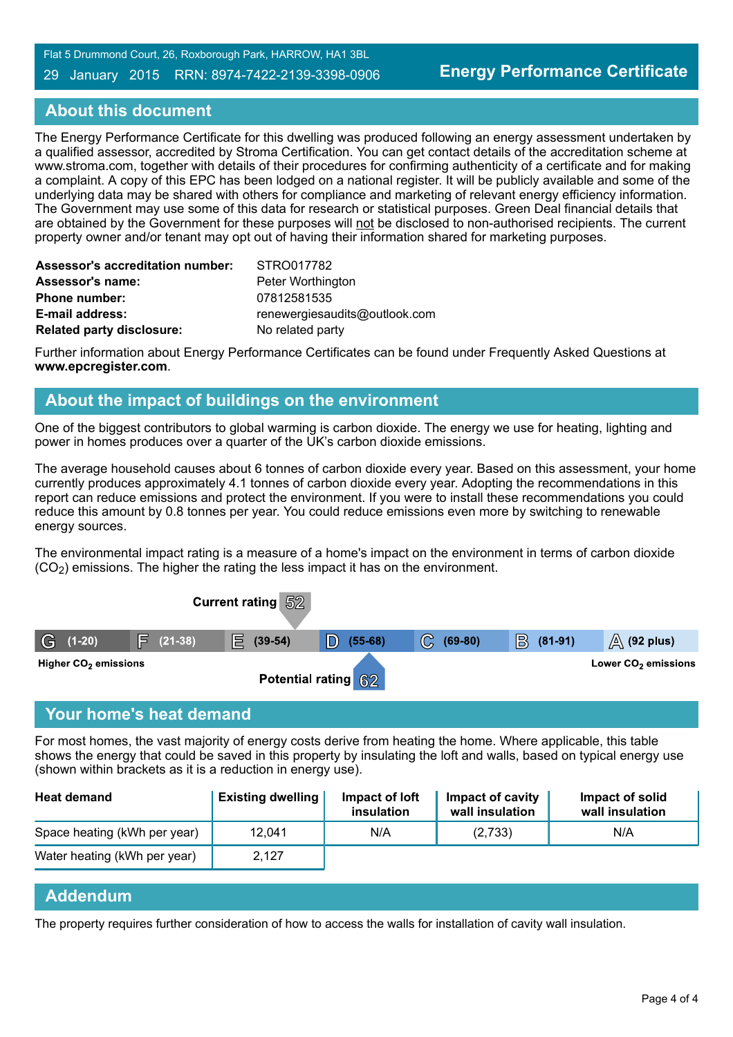Flat 5 Drummond Court, 26, Roxborough Park, HARROW, HA1 3BL

29 January 2015 RRN: 8974-7422-2139-3398-0906

**Energy Performance Certificate**

## About this document

The Energy Performance Certificate for this dwelling was produced following an energy assessment undertaken by a qualified assessor, accredited by Stroma Certification. You can get contact details of the accreditation scheme at www.stroma.com, together with details of their procedures for confirming authenticity of a certificate and for making a complaint. A copy of this EPC has been lodged on a national register. It will be publicly available and some of the underlying data may be shared with others for compliance and marketing of relevant energy efficiency information. The Government may use some of this data for research or statistical purposes. Green Deal financial details that are obtained by the Government for these purposes will not be disclosed to non-authorised recipients. The current property owner and/or tenant may opt out of having their information shared for marketing purposes.

| | |
|---|---|
| **Assessor's accreditation number:** | STRO017782 |
| **Assessor's name:** | Peter Worthington |
| **Phone number:** | 07812581535 |
| **E-mail address:** | renewergiesaudits@outlook.com |
| **Related party disclosure:** | No related party |

Further information about Energy Performance Certificates can be found under Frequently Asked Questions at **www.epcregister.com**.

## About the impact of buildings on the environment

One of the biggest contributors to global warming is carbon dioxide. The energy we use for heating, lighting and power in homes produces over a quarter of the UK's carbon dioxide emissions.

The average household causes about 6 tonnes of carbon dioxide every year. Based on this assessment, your home currently produces approximately 4.1 tonnes of carbon dioxide every year. Adopting the recommendations in this report can reduce emissions and protect the environment. If you were to install these recommendations you could reduce this amount by 0.8 tonnes per year. You could reduce emissions even more by switching to renewable energy sources.

The environmental impact rating is a measure of a home's impact on the environment in terms of carbon dioxide ($CO_2$) emissions. The higher the rating the less impact it has on the environment.

Current rating 52

G (1-20) F (21-38) E (39-54) D (55-68) C (69-80) B (81-91) A (92 plus)

Higher $CO_2$ emissions

Lower $CO_2$ emissions

Potential rating 62

## Your home's heat demand

For most homes, the vast majority of energy costs derive from heating the home. Where applicable, this table shows the energy that could be saved in this property by insulating the loft and walls, based on typical energy use (shown within brackets as it is a reduction in energy use).

| Heat demand | Existing dwelling | Impact of loft insulation | Impact of cavity wall insulation | Impact of solid wall insulation |
|---|---|---|---|---|
| Space heating (kWh per year) | 12,041 | N/A | (2,733) | N/A |
| Water heating (kWh per year) | 2,127 | | | |

## Addendum

The property requires further consideration of how to access the walls for installation of cavity wall insulation.